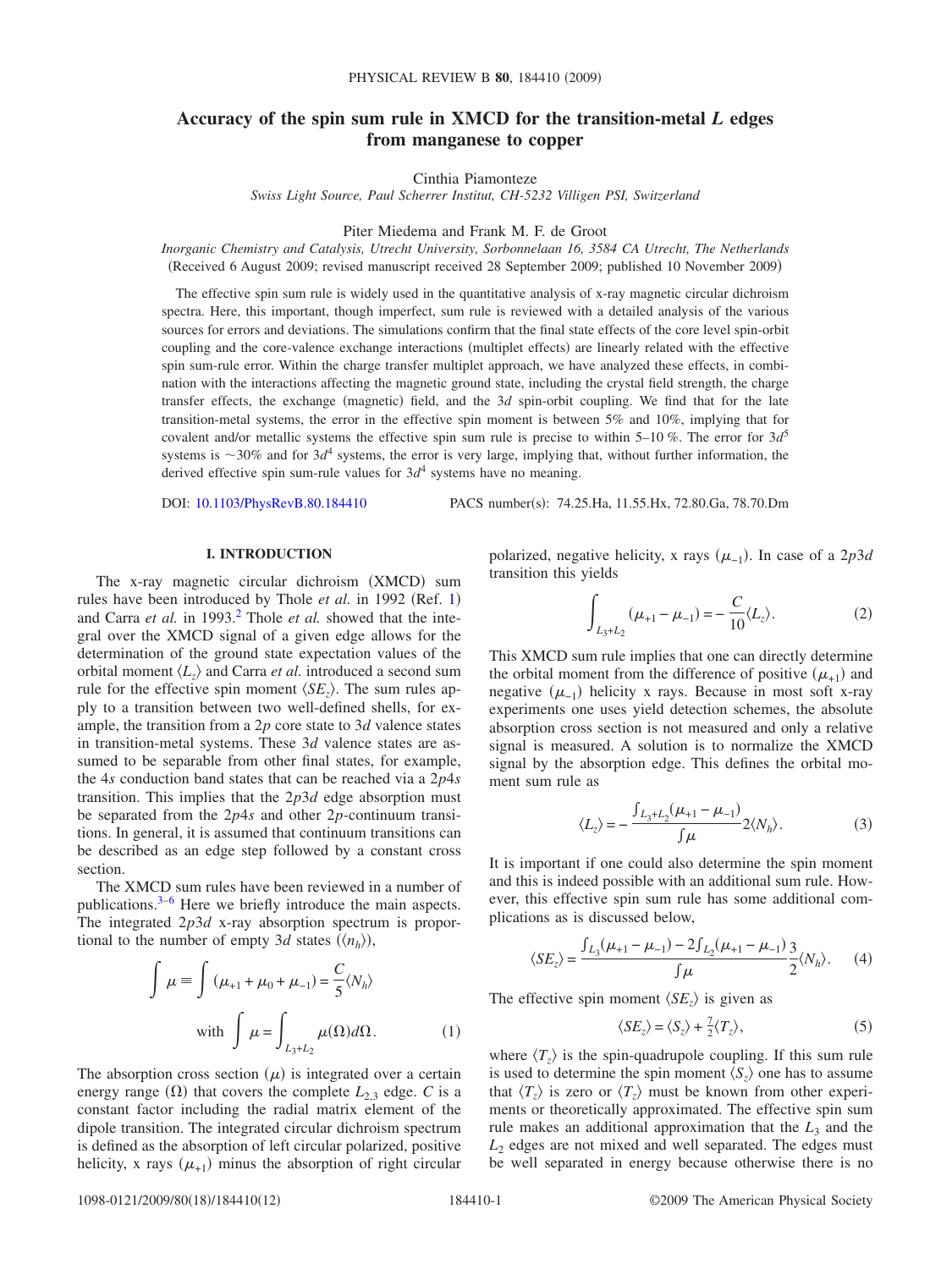# Accuracy of the spin sum rule in XMCD for the transition-metal *L* edges from manganese to copper

Cinthia Piamonteze

*Swiss Light Source, Paul Scherrer Institut, CH-5232 Villigen PSI, Switzerland*

Piter Miedema and Frank M. F. de Groot

*Inorganic Chemistry and Catalysis, Utrecht University, Sorbonnelaan 16, 3584 CA Utrecht, The Netherlands*

(Received 6 August 2009; revised manuscript received 28 September 2009; published 10 November 2009)

The effective spin sum rule is widely used in the quantitative analysis of x-ray magnetic circular dichroism spectra. Here, this important, though imperfect, sum rule is reviewed with a detailed analysis of the various sources for errors and deviations. The simulations confirm that the final state effects of the core level spin-orbit coupling and the core-valence exchange interactions (multiplet effects) are linearly related with the effective spin sum-rule error. Within the charge transfer multiplet approach, we have analyzed these effects, in combination with the interactions affecting the magnetic ground state, including the crystal field strength, the charge transfer effects, the exchange (magnetic) field, and the $3d$ spin-orbit coupling. We find that for the late transition-metal systems, the error in the effective spin moment is between 5% and 10%, implying that for covalent and/or metallic systems the effective spin sum rule is precise to within 5–10 %. The error for $3d^5$ systems is ~30% and for $3d^4$ systems, the error is very large, implying that, without further information, the derived effective spin sum-rule values for $3d^4$ systems have no meaning.

DOI: 10.1103/PhysRevB.80.184410 PACS number(s): 74.25.Ha, 11.55.Hx, 72.80.Ga, 78.70.Dm

## I. INTRODUCTION

The x-ray magnetic circular dichroism (XMCD) sum rules have been introduced by Thole *et al.* in 1992 (Ref. 1) and Carra *et al.* in 1993.[2] Thole *et al.* showed that the integral over the XMCD signal of a given edge allows for the determination of the ground state expectation values of the orbital moment $\langle L_z\rangle$ and Carra *et al.* introduced a second sum rule for the effective spin moment $\langle SE_z\rangle$. The sum rules apply to a transition between two well-defined shells, for example, the transition from a $2p$ core state to $3d$ valence states in transition-metal systems. These $3d$ valence states are assumed to be separable from other final states, for example, the $4s$ conduction band states that can be reached via a $2p4s$ transition. This implies that the $2p3d$ edge absorption must be separated from the $2p4s$ and other $2p$-continuum transitions. In general, it is assumed that continuum transitions can be described as an edge step followed by a constant cross section.

The XMCD sum rules have been reviewed in a number of publications.[3–6] Here we briefly introduce the main aspects. The integrated $2p3d$ x-ray absorption spectrum is proportional to the number of empty $3d$ states ($\langle n_h\rangle$),

$$\int \mu \equiv \int (\mu_{+1}+\mu_0+\mu_{-1}) = \frac{C}{5}\langle N_h\rangle$$

$$\text{with} \int \mu = \int_{L_3+L_2} \mu(\Omega)d\Omega. \qquad (1)$$

The absorption cross section ($\mu$) is integrated over a certain energy range ($\Omega$) that covers the complete $L_{2,3}$ edge. $C$ is a constant factor including the radial matrix element of the dipole transition. The integrated circular dichroism spectrum is defined as the absorption of left circular polarized, positive helicity, x rays ($\mu_{+1}$) minus the absorption of right circular polarized, negative helicity, x rays ($\mu_{-1}$). In case of a $2p3d$ transition this yields

$$\int_{L_3+L_2} (\mu_{+1}-\mu_{-1}) = -\frac{C}{10}\langle L_z\rangle. \qquad (2)$$

This XMCD sum rule implies that one can directly determine the orbital moment from the difference of positive ($\mu_{+1}$) and negative ($\mu_{-1}$) helicity x rays. Because in most soft x-ray experiments one uses yield detection schemes, the absolute absorption cross section is not measured and only a relative signal is measured. A solution is to normalize the XMCD signal by the absorption edge. This defines the orbital moment sum rule as

$$\langle L_z\rangle = -\frac{\int_{L_3+L_2}(\mu_{+1}-\mu_{-1})}{\int \mu} 2\langle N_h\rangle. \qquad (3)$$

It is important if one could also determine the spin moment and this is indeed possible with an additional sum rule. However, this effective spin sum rule has some additional complications as is discussed below,

$$\langle SE_z\rangle = \frac{\int_{L_3}(\mu_{+1}-\mu_{-1}) - 2\int_{L_2}(\mu_{+1}-\mu_{-1})}{\int \mu}\frac{3}{2}\langle N_h\rangle. \qquad (4)$$

The effective spin moment $\langle SE_z\rangle$ is given as

$$\langle SE_z\rangle = \langle S_z\rangle + \tfrac{7}{2}\langle T_z\rangle, \qquad (5)$$

where $\langle T_z\rangle$ is the spin-quadrupole coupling. If this sum rule is used to determine the spin moment $\langle S_z\rangle$ one has to assume that $\langle T_z\rangle$ is zero or $\langle T_z\rangle$ must be known from other experiments or theoretically approximated. The effective spin sum rule makes an additional approximation that the $L_3$ and the $L_2$ edges are not mixed and well separated. The edges must be well separated in energy because otherwise there is no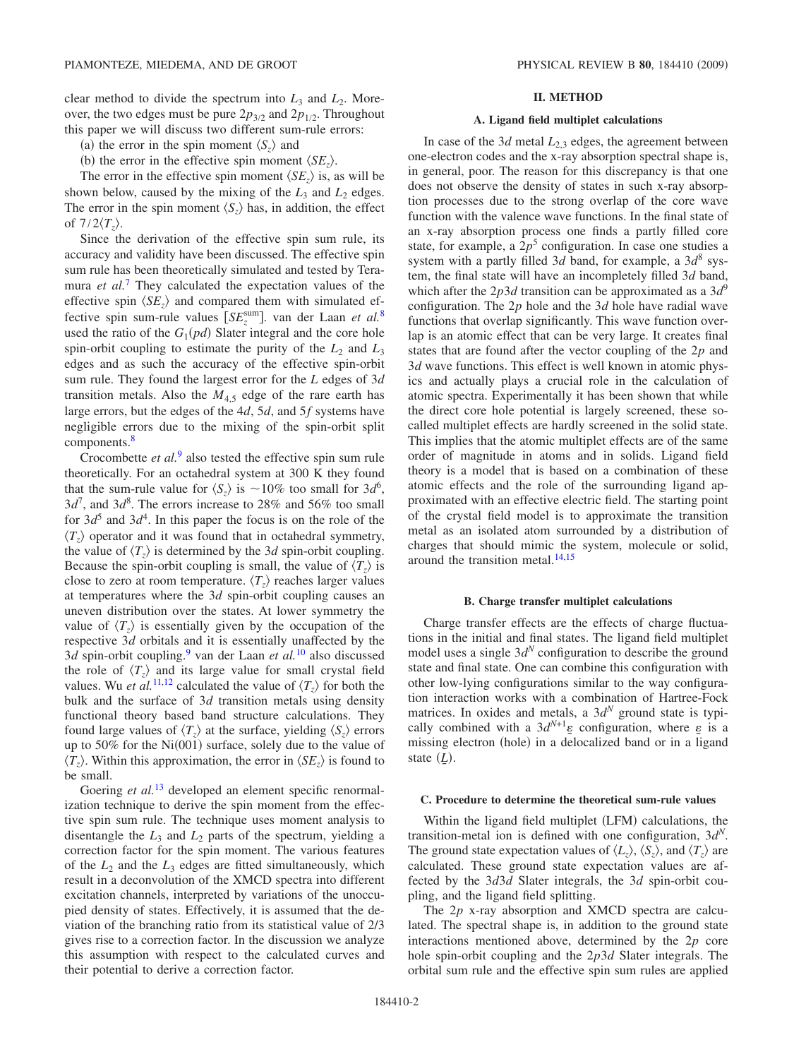clear method to divide the spectrum into $L_3$ and $L_2$. Moreover, the two edges must be pure $2p_{3/2}$ and $2p_{1/2}$. Throughout this paper we will discuss two different sum-rule errors:

(a) the error in the spin moment $\langle S_z \rangle$ and

(b) the error in the effective spin moment $\langle SE_z \rangle$.

The error in the effective spin moment $\langle SE_z \rangle$ is, as will be shown below, caused by the mixing of the $L_3$ and $L_2$ edges. The error in the spin moment $\langle S_z \rangle$ has, in addition, the effect of $7/2\langle T_z \rangle$.

Since the derivation of the effective spin sum rule, its accuracy and validity have been discussed. The effective spin sum rule has been theoretically simulated and tested by Teramura *et al.*[7] They calculated the expectation values of the effective spin $\langle SE_z \rangle$ and compared them with simulated effective spin sum-rule values $[SE_z^{\text{sum}}]$. van der Laan *et al.*[8] used the ratio of the $G_1(pd)$ Slater integral and the core hole spin-orbit coupling to estimate the purity of the $L_2$ and $L_3$ edges and as such the accuracy of the effective spin-orbit sum rule. They found the largest error for the *L* edges of 3*d* transition metals. Also the $M_{4,5}$ edge of the rare earth has large errors, but the edges of the 4*d*, 5*d*, and 5*f* systems have negligible errors due to the mixing of the spin-orbit split components.[8]

Crocombette *et al.*[9] also tested the effective spin sum rule theoretically. For an octahedral system at 300 K they found that the sum-rule value for $\langle S_z \rangle$ is $\sim$10% too small for $3d^6$, $3d^7$, and $3d^8$. The errors increase to 28% and 56% too small for $3d^5$ and $3d^4$. In this paper the focus is on the role of the $\langle T_z \rangle$ operator and it was found that in octahedral symmetry, the value of $\langle T_z \rangle$ is determined by the 3*d* spin-orbit coupling. Because the spin-orbit coupling is small, the value of $\langle T_z \rangle$ is close to zero at room temperature. $\langle T_z \rangle$ reaches larger values at temperatures where the 3*d* spin-orbit coupling causes an uneven distribution over the states. At lower symmetry the value of $\langle T_z \rangle$ is essentially given by the occupation of the respective 3*d* orbitals and it is essentially unaffected by the 3*d* spin-orbit coupling.[9] van der Laan *et al.*[10] also discussed the role of $\langle T_z \rangle$ and its large value for small crystal field values. Wu *et al.*[11,12] calculated the value of $\langle T_z \rangle$ for both the bulk and the surface of 3*d* transition metals using density functional theory based band structure calculations. They found large values of $\langle T_z \rangle$ at the surface, yielding $\langle S_z \rangle$ errors up to 50% for the Ni(001) surface, solely due to the value of $\langle T_z \rangle$. Within this approximation, the error in $\langle SE_z \rangle$ is found to be small.

Goering *et al.*[13] developed an element specific renormalization technique to derive the spin moment from the effective spin sum rule. The technique uses moment analysis to disentangle the $L_3$ and $L_2$ parts of the spectrum, yielding a correction factor for the spin moment. The various features of the $L_2$ and the $L_3$ edges are fitted simultaneously, which result in a deconvolution of the XMCD spectra into different excitation channels, interpreted by variations of the unoccupied density of states. Effectively, it is assumed that the deviation of the branching ratio from its statistical value of 2/3 gives rise to a correction factor. In the discussion we analyze this assumption with respect to the calculated curves and their potential to derive a correction factor.

## II. METHOD

### A. Ligand field multiplet calculations

In case of the 3*d* metal $L_{2,3}$ edges, the agreement between one-electron codes and the x-ray absorption spectral shape is, in general, poor. The reason for this discrepancy is that one does not observe the density of states in such x-ray absorption processes due to the strong overlap of the core wave function with the valence wave functions. In the final state of an x-ray absorption process one finds a partly filled core state, for example, a $2p^5$ configuration. In case one studies a system with a partly filled 3*d* band, for example, a $3d^8$ system, the final state will have an incompletely filled 3*d* band, which after the 2*p*3*d* transition can be approximated as a $3d^9$ configuration. The 2*p* hole and the 3*d* hole have radial wave functions that overlap significantly. This wave function overlap is an atomic effect that can be very large. It creates final states that are found after the vector coupling of the 2*p* and 3*d* wave functions. This effect is well known in atomic physics and actually plays a crucial role in the calculation of atomic spectra. Experimentally it has been shown that while the direct core hole potential is largely screened, these so-called multiplet effects are hardly screened in the solid state. This implies that the atomic multiplet effects are of the same order of magnitude in atoms and in solids. Ligand field theory is a model that is based on a combination of these atomic effects and the role of the surrounding ligand approximated with an effective electric field. The starting point of the crystal field model is to approximate the transition metal as an isolated atom surrounded by a distribution of charges that should mimic the system, molecule or solid, around the transition metal.[14,15]

### B. Charge transfer multiplet calculations

Charge transfer effects are the effects of charge fluctuations in the initial and final states. The ligand field multiplet model uses a single $3d^N$ configuration to describe the ground state and final state. One can combine this configuration with other low-lying configurations similar to the way configuration interaction works with a combination of Hartree-Fock matrices. In oxides and metals, a $3d^N$ ground state is typically combined with a $3d^{N+1}\underline{\varepsilon}$ configuration, where $\underline{\varepsilon}$ is a missing electron (hole) in a delocalized band or in a ligand state ($\underline{L}$).

### C. Procedure to determine the theoretical sum-rule values

Within the ligand field multiplet (LFM) calculations, the transition-metal ion is defined with one configuration, $3d^N$. The ground state expectation values of $\langle L_z \rangle$, $\langle S_z \rangle$, and $\langle T_z \rangle$ are calculated. These ground state expectation values are affected by the 3*d*3*d* Slater integrals, the 3*d* spin-orbit coupling, and the ligand field splitting.

The 2*p* x-ray absorption and XMCD spectra are calculated. The spectral shape is, in addition to the ground state interactions mentioned above, determined by the 2*p* core hole spin-orbit coupling and the 2*p*3*d* Slater integrals. The orbital sum rule and the effective spin sum rules are applied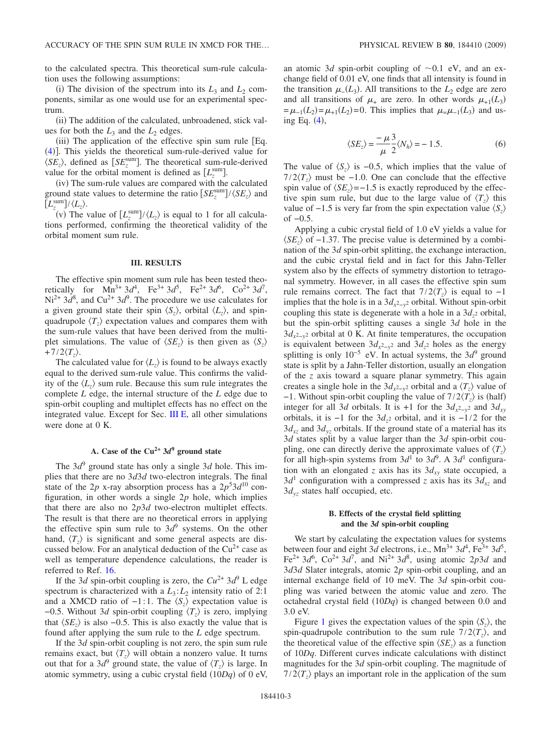to the calculated spectra. This theoretical sum-rule calculation uses the following assumptions:

(i) The division of the spectrum into its $L_3$ and $L_2$ components, similar as one would use for an experimental spectrum.

(ii) The addition of the calculated, unbroadened, stick values for both the $L_3$ and the $L_2$ edges.

(iii) The application of the effective spin sum rule [Eq. (4)]. This yields the theoretical sum-rule-derived value for $\langle SE_z \rangle$, defined as $[SE_z^{\text{sum}}]$. The theoretical sum-rule-derived value for the orbital moment is defined as $[L_z^{\text{sum}}]$.

(iv) The sum-rule values are compared with the calculated ground state values to determine the ratio $[SE_z^{\text{sum}}]/\langle SE_z \rangle$ and $[L_z^{\text{sum}}]/\langle L_z \rangle$.

(v) The value of $[L_z^{\text{sum}}]/\langle L_z \rangle$ is equal to 1 for all calculations performed, confirming the theoretical validity of the orbital moment sum rule.

## III. RESULTS

The effective spin moment sum rule has been tested theoretically for $Mn^{3+}$ $3d^4$, $Fe^{3+}$ $3d^5$, $Fe^{2+}$ $3d^6$, $Co^{2+}$ $3d^7$, $Ni^{2+}$ $3d^8$, and $Cu^{2+}$ $3d^9$. The procedure we use calculates for a given ground state their spin $\langle S_z \rangle$, orbital $\langle L_z \rangle$, and spin-quadrupole $\langle T_z \rangle$ expectation values and compares them with the sum-rule values that have been derived from the multiplet simulations. The value of $\langle SE_z \rangle$ is then given as $\langle S_z \rangle + 7/2\langle T_z \rangle$.

The calculated value for $\langle L_z \rangle$ is found to be always exactly equal to the derived sum-rule value. This confirms the validity of the $\langle L_z \rangle$ sum rule. Because this sum rule integrates the complete $L$ edge, the internal structure of the $L$ edge due to spin-orbit coupling and multiplet effects has no effect on the integrated value. Except for Sec. III E, all other simulations were done at 0 K.

### A. Case of the $Cu^{2+}$ $3d^9$ ground state

The $3d^9$ ground state has only a single $3d$ hole. This implies that there are no $3d3d$ two-electron integrals. The final state of the $2p$ x-ray absorption process has a $2p^5 3d^{10}$ configuration, in other words a single $2p$ hole, which implies that there are also no $2p3d$ two-electron multiplet effects. The result is that there are no theoretical errors in applying the effective spin sum rule to $3d^9$ systems. On the other hand, $\langle T_z \rangle$ is significant and some general aspects are discussed below. For an analytical deduction of the $Cu^{2+}$ case as well as temperature dependence calculations, the reader is referred to Ref. 16.

If the $3d$ spin-orbit coupling is zero, the $Cu^{2+}$ $3d^9$ L edge spectrum is characterized with a $L_3$:$L_2$ intensity ratio of 2:1 and a XMCD ratio of −1:1. The $\langle S_z \rangle$ expectation value is −0.5. Without $3d$ spin-orbit coupling $\langle T_z \rangle$ is zero, implying that $\langle SE_z \rangle$ is also −0.5. This is also exactly the value that is found after applying the sum rule to the $L$ edge spectrum.

If the $3d$ spin-orbit coupling is not zero, the spin sum rule remains exact, but $\langle T_z \rangle$ will obtain a nonzero value. It turns out that for a $3d^9$ ground state, the value of $\langle T_z \rangle$ is large. In atomic symmetry, using a cubic crystal field ($10Dq$) of 0 eV, an atomic $3d$ spin-orbit coupling of ~0.1 eV, and an exchange field of 0.01 eV, one finds that all intensity is found in the transition $\mu_-(L_3)$. All transitions to the $L_2$ edge are zero and all transitions of $\mu_+$ are zero. In other words $\mu_{+1}(L_3) = \mu_{-1}(L_2) = \mu_{+1}(L_2) = 0$. This implies that $\mu = \mu_{-1}(L_3)$ and using Eq. (4),

$$\langle SE_z \rangle = \frac{-\mu}{\mu}\frac{3}{2}\langle N_h \rangle = -1.5. \tag{6}$$

The value of $\langle S_z \rangle$ is −0.5, which implies that the value of $7/2\langle T_z \rangle$ must be −1.0. One can conclude that the effective spin value of $\langle SE_z \rangle = -1.5$ is exactly reproduced by the effective spin sum rule, but due to the large value of $\langle T_z \rangle$ this value of −1.5 is very far from the spin expectation value $\langle S_z \rangle$ of −0.5.

Applying a cubic crystal field of 1.0 eV yields a value for $\langle SE_z \rangle$ of −1.37. The precise value is determined by a combination of the $3d$ spin-orbit splitting, the exchange interaction, and the cubic crystal field and in fact for this Jahn-Teller system also by the effects of symmetry distortion to tetragonal symmetry. However, in all cases the effective spin sum rule remains correct. The fact that $7/2\langle T_z \rangle$ is equal to −1 implies that the hole is in a $3d_{x^2-y^2}$ orbital. Without spin-orbit coupling this state is degenerate with a hole in a $3d_{z^2}$ orbital, but the spin-orbit splitting causes a single $3d$ hole in the $3d_{x^2-y^2}$ orbital at 0 K. At finite temperatures, the occupation is equivalent between $3d_{x^2-y^2}$ and $3d_{z^2}$ holes as the energy splitting is only $10^{-5}$ eV. In actual systems, the $3d^9$ ground state is split by a Jahn-Teller distortion, usually an elongation of the $z$ axis toward a square planar symmetry. This again creates a single hole in the $3d_{x^2-y^2}$ orbital and a $\langle T_z \rangle$ value of −1. Without spin-orbit coupling the value of $7/2\langle T_z \rangle$ is (half) integer for all $3d$ orbitals. It is +1 for the $3d_{x^2-y^2}$ and $3d_{xy}$ orbitals, it is −1 for the $3d_{z^2}$ orbital, and it is −1/2 for the $3d_{xz}$ and $3d_{yz}$ orbitals. If the ground state of a material has its $3d$ states split by a value larger than the $3d$ spin-orbit coupling, one can directly derive the approximate values of $\langle T_z \rangle$ for all high-spin systems from $3d^1$ to $3d^9$. A $3d^1$ configuration with an elongated $z$ axis has its $3d_{xy}$ state occupied, a $3d^1$ configuration with a compressed $z$ axis has its $3d_{xz}$ and $3d_{yz}$ states half occupied, etc.

### B. Effects of the crystal field splitting and the 3d spin-orbit coupling

We start by calculating the expectation values for systems between four and eight $3d$ electrons, i.e., $Mn^{3+}$ $3d^4$, $Fe^{3+}$ $3d^5$, $Fe^{2+}$ $3d^6$, $Co^{2+}$ $3d^7$, and $Ni^{2+}$ $3d^8$, using atomic $2p3d$ and $3d3d$ Slater integrals, atomic $2p$ spin-orbit coupling, and an internal exchange field of 10 meV. The $3d$ spin-orbit coupling was varied between the atomic value and zero. The octahedral crystal field ($10Dq$) is changed between 0.0 and 3.0 eV.

Figure 1 gives the expectation values of the spin $\langle S_z \rangle$, the spin-quadrupole contribution to the sum rule $7/2\langle T_z \rangle$, and the theoretical value of the effective spin $\langle SE_z \rangle$ as a function of $10Dq$. Different curves indicate calculations with distinct magnitudes for the $3d$ spin-orbit coupling. The magnitude of $7/2\langle T_z \rangle$ plays an important role in the application of the sum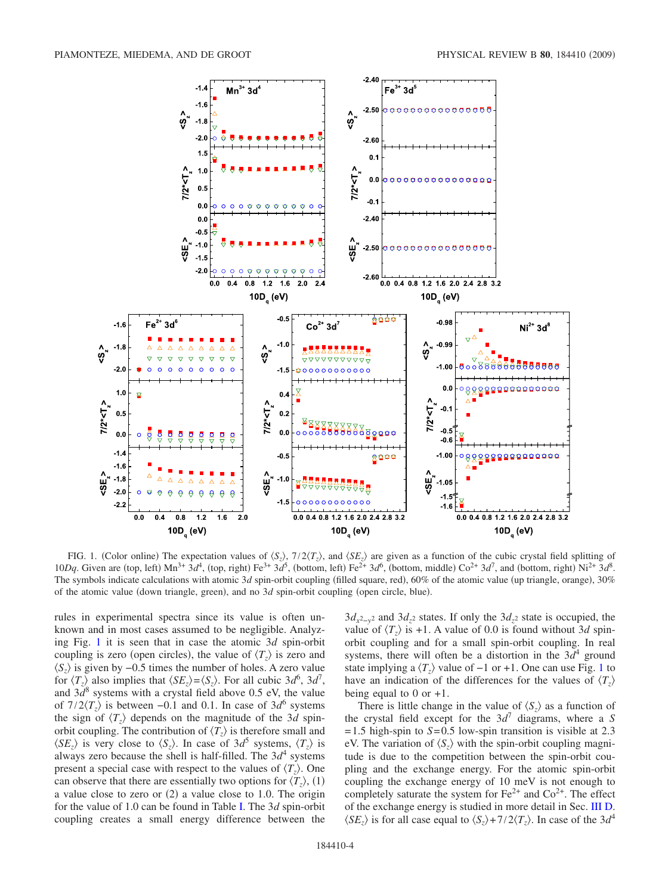FIG. 1. (Color online) The expectation values of $\langle S_z \rangle$, $7/2\langle T_z \rangle$, and $\langle SE_z \rangle$ are given as a function of the cubic crystal field splitting of $10Dq$. Given are (top, left) $Mn^{3+}$ $3d^4$, (top, right) $Fe^{3+}$ $3d^5$, (bottom, left) $Fe^{2+}$ $3d^6$, (bottom, middle) $Co^{2+}$ $3d^7$, and (bottom, right) $Ni^{2+}$ $3d^8$. The symbols indicate calculations with atomic $3d$ spin-orbit coupling (filled square, red), 60% of the atomic value (up triangle, orange), 30% of the atomic value (down triangle, green), and no $3d$ spin-orbit coupling (open circle, blue).

rules in experimental spectra since its value is often unknown and in most cases assumed to be negligible. Analyzing Fig. 1 it is seen that in case the atomic $3d$ spin-orbit coupling is zero (open circles), the value of $\langle T_z \rangle$ is zero and $\langle S_z \rangle$ is given by $-0.5$ times the number of holes. A zero value for $\langle T_z \rangle$ also implies that $\langle SE_z \rangle = \langle S_z \rangle$. For all cubic $3d^6$, $3d^7$, and $3d^8$ systems with a crystal field above 0.5 eV, the value of $7/2\langle T_z \rangle$ is between $-0.1$ and 0.1. In case of $3d^6$ systems the sign of $\langle T_z \rangle$ depends on the magnitude of the $3d$ spin-orbit coupling. The contribution of $\langle T_z \rangle$ is therefore small and $\langle SE_z \rangle$ is very close to $\langle S_z \rangle$. In case of $3d^5$ systems, $\langle T_z \rangle$ is always zero because the shell is half-filled. The $3d^4$ systems present a special case with respect to the values of $\langle T_z \rangle$. One can observe that there are essentially two options for $\langle T_z \rangle$, (1) a value close to zero or (2) a value close to 1.0. The origin for the value of 1.0 can be found in Table I. The $3d$ spin-orbit coupling creates a small energy difference between the $3d_{x^2-y^2}$ and $3d_{z^2}$ states. If only the $3d_{z^2}$ state is occupied, the value of $\langle T_z \rangle$ is +1. A value of 0.0 is found without $3d$ spin-orbit coupling and for a small spin-orbit coupling. In real systems, there will often be a distortion in the $3d^4$ ground state implying a $\langle T_z \rangle$ value of $-1$ or +1. One can use Fig. 1 to have an indication of the differences for the values of $\langle T_z \rangle$ being equal to 0 or +1.

There is little change in the value of $\langle S_z \rangle$ as a function of the crystal field except for the $3d^7$ diagrams, where a $S = 1.5$ high-spin to $S = 0.5$ low-spin transition is visible at 2.3 eV. The variation of $\langle S_z \rangle$ with the spin-orbit coupling magnitude is due to the competition between the spin-orbit coupling and the exchange energy. For the atomic spin-orbit coupling the exchange energy of 10 meV is not enough to completely saturate the system for $Fe^{2+}$ and $Co^{2+}$. The effect of the exchange energy is studied in more detail in Sec. III D. $\langle SE_z \rangle$ is for all case equal to $\langle S_z \rangle + 7/2\langle T_z \rangle$. In case of the $3d^4$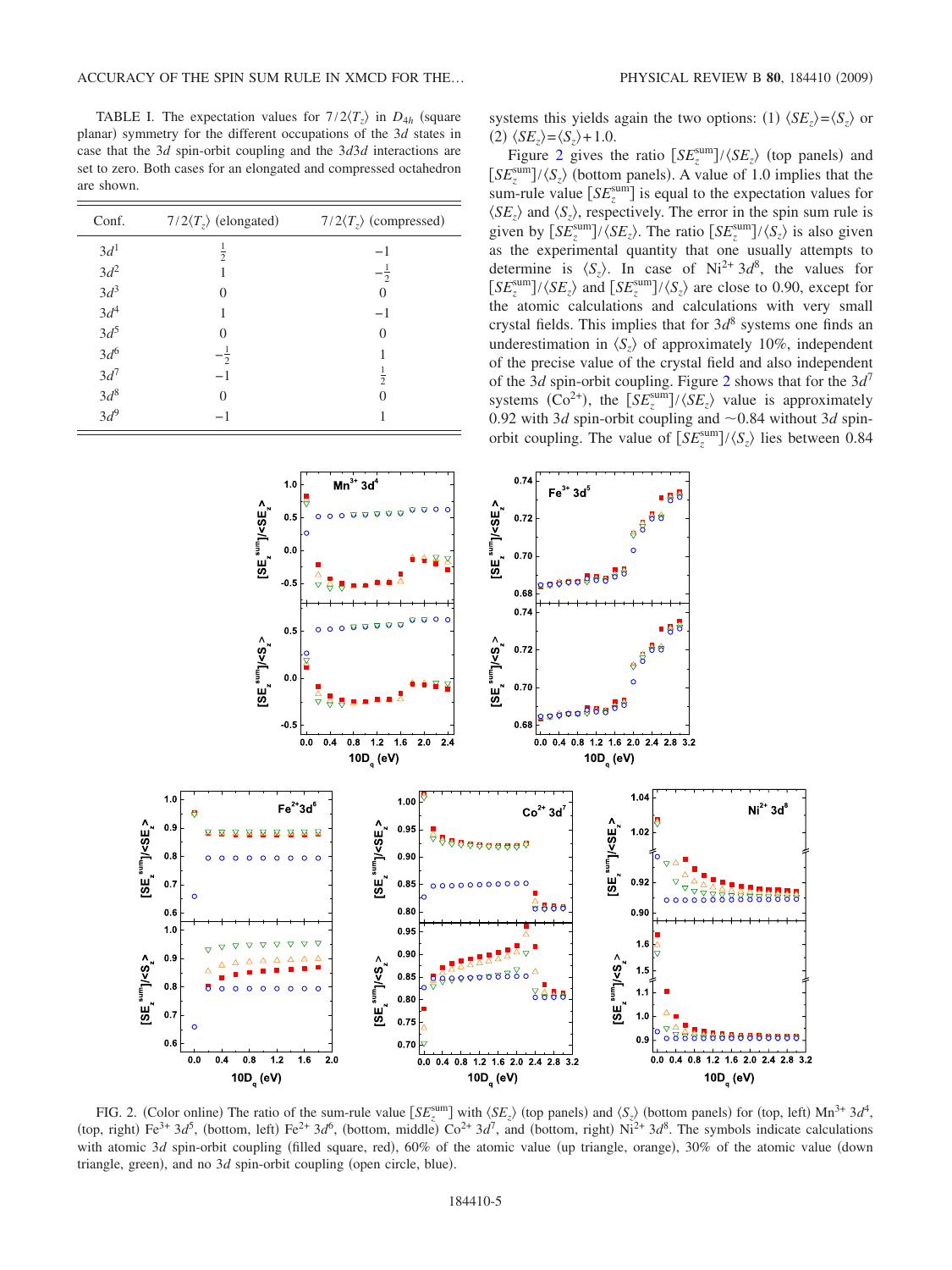TABLE I. The expectation values for $7/2\langle T_z\rangle$ in $D_{4h}$ (square planar) symmetry for the different occupations of the 3$d$ states in case that the 3$d$ spin-orbit coupling and the 3$d$3$d$ interactions are set to zero. Both cases for an elongated and compressed octahedron are shown.

| Conf. | $7/2\langle T_z\rangle$ (elongated) | $7/2\langle T_z\rangle$ (compressed) |
|---|---|---|
| $3d^1$ | $\frac{1}{2}$ | $-1$ |
| $3d^2$ | 1 | $-\frac{1}{2}$ |
| $3d^3$ | 0 | 0 |
| $3d^4$ | 1 | $-1$ |
| $3d^5$ | 0 | 0 |
| $3d^6$ | $-\frac{1}{2}$ | 1 |
| $3d^7$ | $-1$ | $\frac{1}{2}$ |
| $3d^8$ | 0 | 0 |
| $3d^9$ | $-1$ | 1 |

systems this yields again the two options: (1) $\langle SE_z\rangle = \langle S_z\rangle$ or (2) $\langle SE_z\rangle = \langle S_z\rangle + 1.0$.

Figure 2 gives the ratio $[SE_z^{\text{sum}}]/\langle SE_z\rangle$ (top panels) and $[SE_z^{\text{sum}}]/\langle S_z\rangle$ (bottom panels). A value of 1.0 implies that the sum-rule value $[SE_z^{\text{sum}}]$ is equal to the expectation values for $\langle SE_z\rangle$ and $\langle S_z\rangle$, respectively. The error in the spin sum rule is given by $[SE_z^{\text{sum}}]/\langle SE_z\rangle$. The ratio $[SE_z^{\text{sum}}]/\langle S_z\rangle$ is also given as the experimental quantity that one usually attempts to determine is $\langle S_z\rangle$. In case of $Ni^{2+}$ 3$d^8$, the values for $[SE_z^{\text{sum}}]/\langle SE_z\rangle$ and $[SE_z^{\text{sum}}]/\langle S_z\rangle$ are close to 0.90, except for the atomic calculations and calculations with very small crystal fields. This implies that for 3$d^8$ systems one finds an underestimation in $\langle S_z\rangle$ of approximately 10%, independent of the precise value of the crystal field and also independent of the 3$d$ spin-orbit coupling. Figure 2 shows that for the 3$d^7$ systems ($Co^{2+}$), the $[SE_z^{\text{sum}}]/\langle SE_z\rangle$ value is approximately 0.92 with 3$d$ spin-orbit coupling and ~0.84 without 3$d$ spin-orbit coupling. The value of $[SE_z^{\text{sum}}]/\langle S_z\rangle$ lies between 0.84

FIG. 2. (Color online) The ratio of the sum-rule value $[SE_z^{\text{sum}}]$ with $\langle SE_z\rangle$ (top panels) and $\langle S_z\rangle$ (bottom panels) for (top, left) $Mn^{3+}$ 3$d^4$, (top, right) $Fe^{3+}$ 3$d^5$, (bottom, left) $Fe^{2+}$ 3$d^6$, (bottom, middle) $Co^{2+}$ 3$d^7$, and (bottom, right) $Ni^{2+}$ 3$d^8$. The symbols indicate calculations with atomic 3$d$ spin-orbit coupling (filled square, red), 60% of the atomic value (up triangle, orange), 30% of the atomic value (down triangle, green), and no 3$d$ spin-orbit coupling (open circle, blue).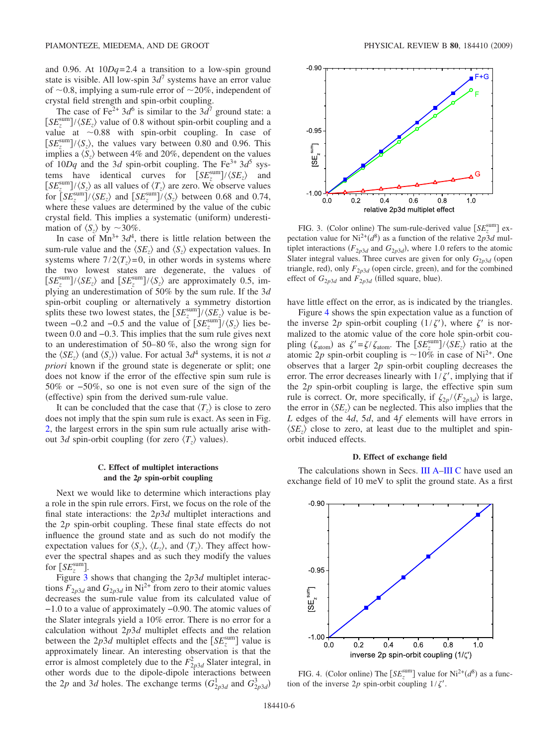and 0.96. At $10Dq=2.4$ a transition to a low-spin ground state is visible. All low-spin $3d^7$ systems have an error value of ~0.8, implying a sum-rule error of ~20%, independent of crystal field strength and spin-orbit coupling.

The case of $Fe^{2+}$ $3d^6$ is similar to the $3d^7$ ground state: a $[SE_z^{\mathrm{sum}}]/\langle SE_z\rangle$ value of 0.8 without spin-orbit coupling and a value at ~0.88 with spin-orbit coupling. In case of $[SE_z^{\mathrm{sum}}]/\langle S_z\rangle$, the values vary between 0.80 and 0.96. This implies a $\langle S_z\rangle$ between 4% and 20%, dependent on the values of $10Dq$ and the $3d$ spin-orbit coupling. The $Fe^{3+}$ $3d^5$ systems have identical curves for $[SE_z^{\mathrm{sum}}]/\langle SE_z\rangle$ and $[SE_z^{\mathrm{sum}}]/\langle S_z\rangle$ as all values of $\langle T_z\rangle$ are zero. We observe values for $[SE_z^{\mathrm{sum}}]/\langle SE_z\rangle$ and $[SE_z^{\mathrm{sum}}]/\langle S_z\rangle$ between 0.68 and 0.74, where these values are determined by the value of the cubic crystal field. This implies a systematic (uniform) underestimation of $\langle S_z\rangle$ by ~30%.

In case of $Mn^{3+}$ $3d^4$, there is little relation between the sum-rule value and the $\langle SE_z\rangle$ and $\langle S_z\rangle$ expectation values. In systems where $7/2\langle T_z\rangle=0$, in other words in systems where the two lowest states are degenerate, the values of $[SE_z^{\mathrm{sum}}]/\langle SE_z\rangle$ and $[SE_z^{\mathrm{sum}}]/\langle S_z\rangle$ are approximately 0.5, implying an underestimation of 50% by the sum rule. If the $3d$ spin-orbit coupling or alternatively a symmetry distortion splits these two lowest states, the $[SE_z^{\mathrm{sum}}]/\langle SE_z\rangle$ value is between $-0.2$ and $-0.5$ and the value of $[SE_z^{\mathrm{sum}}]/\langle S_z\rangle$ lies between 0.0 and $-0.3$. This implies that the sum rule gives next to an underestimation of 50–80 %, also the wrong sign for the $\langle SE_z\rangle$ (and $\langle S_z\rangle$) value. For actual $3d^4$ systems, it is not *a priori* known if the ground state is degenerate or split; one does not know if the error of the effective spin sum rule is 50% or $-50$%, so one is not even sure of the sign of the (effective) spin from the derived sum-rule value.

It can be concluded that the case that $\langle T_z\rangle$ is close to zero does not imply that the spin sum rule is exact. As seen in Fig. 2, the largest errors in the spin sum rule actually arise without $3d$ spin-orbit coupling (for zero $\langle T_z\rangle$ values).

### C. Effect of multiplet interactions and the 2p spin-orbit coupling

Next we would like to determine which interactions play a role in the spin rule errors. First, we focus on the role of the final state interactions: the $2p3d$ multiplet interactions and the $2p$ spin-orbit coupling. These final state effects do not influence the ground state and as such do not modify the expectation values for $\langle S_z\rangle$, $\langle L_z\rangle$, and $\langle T_z\rangle$. They affect however the spectral shapes and as such they modify the values for $[SE_z^{\mathrm{sum}}]$.

Figure 3 shows that changing the $2p3d$ multiplet interactions $F_{2p3d}$ and $G_{2p3d}$ in $Ni^{2+}$ from zero to their atomic values decreases the sum-rule value from its calculated value of $-1.0$ to a value of approximately $-0.90$. The atomic values of the Slater integrals yield a 10% error. There is no error for a calculation without $2p3d$ multiplet effects and the relation between the $2p3d$ multiplet effects and the $[SE_z^{\mathrm{sum}}]$ value is approximately linear. An interesting observation is that the error is almost completely due to the $F^2_{2p3d}$ Slater integral, in other words due to the dipole-dipole interactions between the $2p$ and $3d$ holes. The exchange terms ($G^1_{2p3d}$ and $G^3_{2p3d}$) have little effect on the error, as is indicated by the triangles.

FIG. 3. (Color online) The sum-rule-derived value $[SE_z^{\mathrm{sum}}]$ expectation value for $Ni^{2+}(d^8)$ as a function of the relative $2p3d$ multiplet interactions ($F_{2p3d}$ and $G_{2p3d}$), where 1.0 refers to the atomic Slater integral values. Three curves are given for only $G_{2p3d}$ (open triangle, red), only $F_{2p3d}$ (open circle, green), and for the combined effect of $G_{2p3d}$ and $F_{2p3d}$ (filled square, blue).

Figure 4 shows the spin expectation value as a function of the inverse $2p$ spin-orbit coupling $(1/\zeta')$, where $\zeta'$ is normalized to the atomic value of the core hole spin-orbit coupling ($\zeta_{\mathrm{atom}}$) as $\zeta'=\zeta/\zeta_{\mathrm{atom}}$. The $[SE_z^{\mathrm{sum}}]/\langle SE_z\rangle$ ratio at the atomic $2p$ spin-orbit coupling is ~10% in case of $Ni^{2+}$. One observes that a larger $2p$ spin-orbit coupling decreases the error. The error decreases linearly with $1/\zeta'$, implying that if the $2p$ spin-orbit coupling is large, the effective spin sum rule is correct. Or, more specifically, if $\zeta_{2p}/\langle F_{2p3d}\rangle$ is large, the error in $\langle SE_z\rangle$ can be neglected. This also implies that the $L$ edges of the $4d$, $5d$, and $4f$ elements will have errors in $\langle SE_z\rangle$ close to zero, at least due to the multiplet and spin-orbit induced effects.

### D. Effect of exchange field

The calculations shown in Secs. III A–III C have used an exchange field of 10 meV to split the ground state. As a first

FIG. 4. (Color online) The $[SE_z^{\mathrm{sum}}]$ value for $Ni^{2+}(d^8)$ as a function of the inverse $2p$ spin-orbit coupling $1/\zeta'$.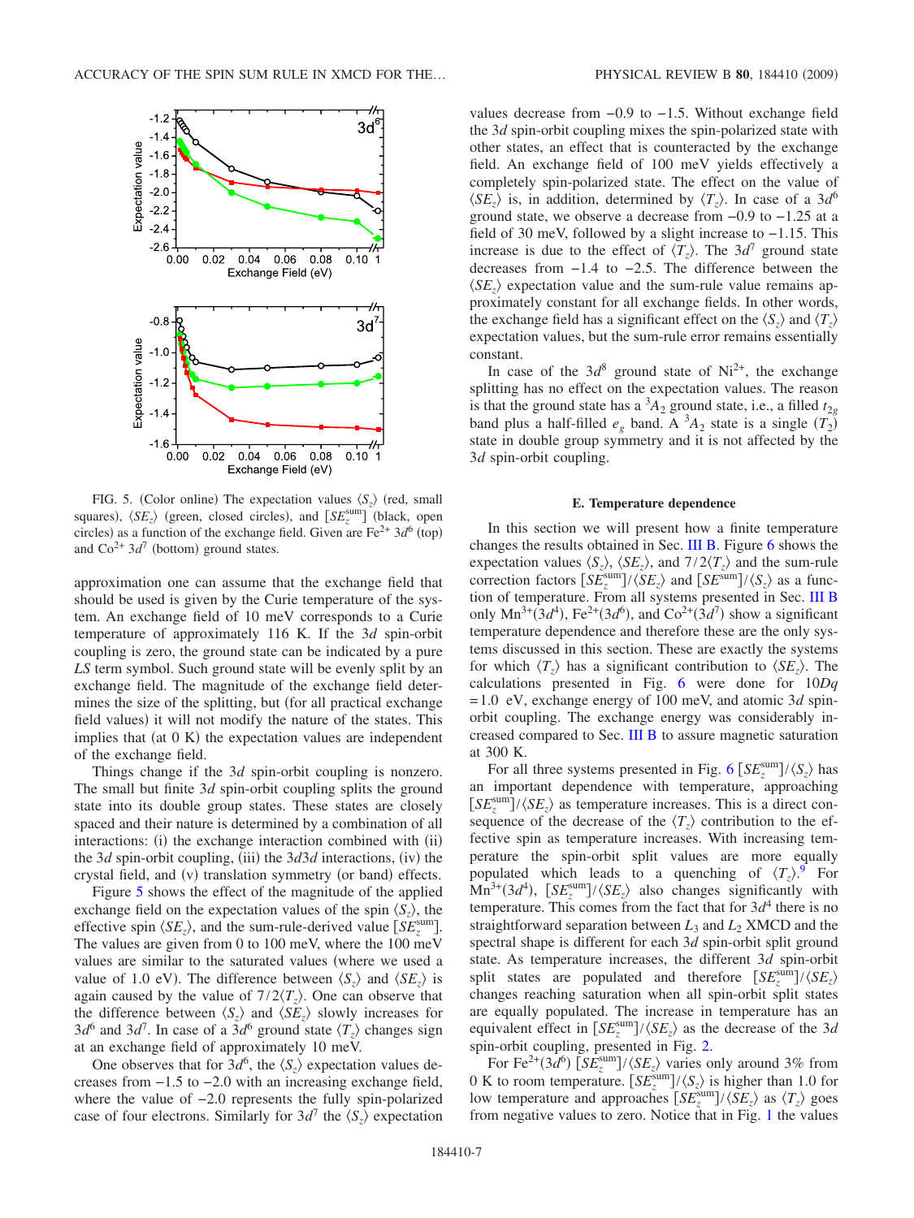FIG. 5. (Color online) The expectation values $\langle S_z \rangle$ (red, small squares), $\langle SE_z \rangle$ (green, closed circles), and $[SE_z^{\mathrm{sum}}]$ (black, open circles) as a function of the exchange field. Given are $Fe^{2+}$ $3d^6$ (top) and $Co^{2+}$ $3d^7$ (bottom) ground states.

approximation one can assume that the exchange field that should be used is given by the Curie temperature of the system. An exchange field of 10 meV corresponds to a Curie temperature of approximately 116 K. If the $3d$ spin-orbit coupling is zero, the ground state can be indicated by a pure *LS* term symbol. Such ground state will be evenly split by an exchange field. The magnitude of the exchange field determines the size of the splitting, but (for all practical exchange field values) it will not modify the nature of the states. This implies that (at 0 K) the expectation values are independent of the exchange field.

Things change if the $3d$ spin-orbit coupling is nonzero. The small but finite $3d$ spin-orbit coupling splits the ground state into its double group states. These states are closely spaced and their nature is determined by a combination of all interactions: (i) the exchange interaction combined with (ii) the $3d$ spin-orbit coupling, (iii) the $3d3d$ interactions, (iv) the crystal field, and (v) translation symmetry (or band) effects. Figure 5 shows the effect of the magnitude of the applied exchange field on the expectation values of the spin $\langle S_z \rangle$, the effective spin $\langle SE_z \rangle$, and the sum-rule-derived value $[SE_z^{\mathrm{sum}}]$. The values are given from 0 to 100 meV, where the 100 meV values are similar to the saturated values (where we used a value of 1.0 eV). The difference between $\langle S_z \rangle$ and $\langle SE_z \rangle$ is again caused by the value of $7/2\langle T_z \rangle$. One can observe that the difference between $\langle S_z \rangle$ and $\langle SE_z \rangle$ slowly increases for $3d^6$ and $3d^7$. In case of a $3d^6$ ground state $\langle T_z \rangle$ changes sign at an exchange field of approximately 10 meV.

One observes that for $3d^6$, the $\langle S_z \rangle$ expectation values decreases from $-1.5$ to $-2.0$ with an increasing exchange field, where the value of $-2.0$ represents the fully spin-polarized case of four electrons. Similarly for $3d^7$ the $\langle S_z \rangle$ expectation values decrease from $-0.9$ to $-1.5$. Without exchange field the $3d$ spin-orbit coupling mixes the spin-polarized state with other states, an effect that is counteracted by the exchange field. An exchange field of 100 meV yields effectively a completely spin-polarized state. The effect on the value of $\langle SE_z \rangle$ is, in addition, determined by $\langle T_z \rangle$. In case of a $3d^6$ ground state, we observe a decrease from $-0.9$ to $-1.25$ at a field of 30 meV, followed by a slight increase to $-1.15$. This increase is due to the effect of $\langle T_z \rangle$. The $3d^7$ ground state decreases from $-1.4$ to $-2.5$. The difference between the $\langle SE_z \rangle$ expectation value and the sum-rule value remains approximately constant for all exchange fields. In other words, the exchange field has a significant effect on the $\langle S_z \rangle$ and $\langle T_z \rangle$ expectation values, but the sum-rule error remains essentially constant.

In case of the $3d^8$ ground state of $Ni^{2+}$, the exchange splitting has no effect on the expectation values. The reason is that the ground state has a $^3A_2$ ground state, i.e., a filled $t_{2g}$ band plus a half-filled $e_g$ band. A $^3A_2$ state is a single $(T_2)$ state in double group symmetry and it is not affected by the $3d$ spin-orbit coupling.

### E. Temperature dependence

In this section we will present how a finite temperature changes the results obtained in Sec. III B. Figure 6 shows the expectation values $\langle S_z \rangle$, $\langle SE_z \rangle$, and $7/2\langle T_z \rangle$ and the sum-rule correction factors $[SE_z^{\mathrm{sum}}]/\langle SE_z \rangle$ and $[SE^{\mathrm{sum}}]/\langle S_z \rangle$ as a function of temperature. From all systems presented in Sec. III B only $Mn^{3+}(3d^4)$, $Fe^{2+}(3d^6)$, and $Co^{2+}(3d^7)$ show a significant temperature dependence and therefore these are the only systems discussed in this section. These are exactly the systems for which $\langle T_z \rangle$ has a significant contribution to $\langle SE_z \rangle$. The calculations presented in Fig. 6 were done for $10Dq = 1.0$ eV, exchange energy of 100 meV, and atomic $3d$ spin-orbit coupling. The exchange energy was considerably increased compared to Sec. III B to assure magnetic saturation at 300 K.

For all three systems presented in Fig. 6 $[SE_z^{\mathrm{sum}}]/\langle S_z \rangle$ has an important dependence with temperature, approaching $[SE_z^{\mathrm{sum}}]/\langle SE_z \rangle$ as temperature increases. This is a direct consequence of the decrease of the $\langle T_z \rangle$ contribution to the effective spin as temperature increases. With increasing temperature the spin-orbit split values are more equally populated which leads to a quenching of $\langle T_z \rangle$.[9] For $Mn^{3+}(3d^4)$, $[SE_z^{\mathrm{sum}}]/\langle SE_z \rangle$ also changes significantly with temperature. This comes from the fact that for $3d^4$ there is no straightforward separation between $L_3$ and $L_2$ XMCD and the spectral shape is different for each $3d$ spin-orbit split ground state. As temperature increases, the different $3d$ spin-orbit split states are populated and therefore $[SE_z^{\mathrm{sum}}]/\langle SE_z \rangle$ changes reaching saturation when all spin-orbit split states are equally populated. The increase in temperature has an equivalent effect in $[SE_z^{\mathrm{sum}}]/\langle SE_z \rangle$ as the decrease of the $3d$ spin-orbit coupling, presented in Fig. 2.

For $Fe^{2+}(3d^6)$ $[SE_z^{\mathrm{sum}}]/\langle SE_z \rangle$ varies only around 3% from 0 K to room temperature. $[SE_z^{\mathrm{sum}}]/\langle S_z \rangle$ is higher than 1.0 for low temperature and approaches $[SE_z^{\mathrm{sum}}]/\langle SE_z \rangle$ as $\langle T_z \rangle$ goes from negative values to zero. Notice that in Fig. 1 the values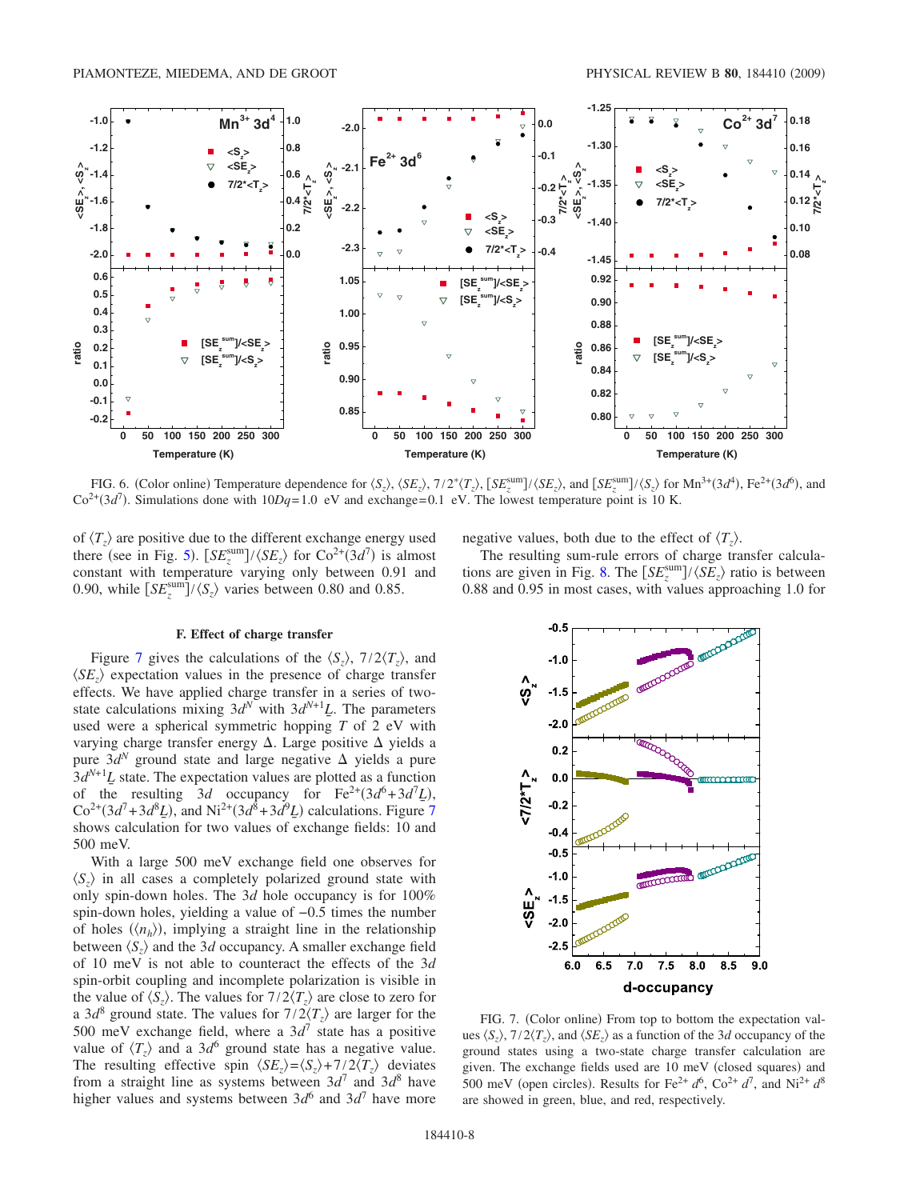FIG. 6. (Color online) Temperature dependence for $\langle S_z \rangle$, $\langle SE_z \rangle$, $7/2^*\langle T_z \rangle$, $[SE_z^{\text{sum}}]/\langle SE_z \rangle$, and $[SE_z^{\text{sum}}]/\langle S_z \rangle$ for $Mn^{3+}(3d^4)$, $Fe^{2+}(3d^6)$, and $Co^{2+}(3d^7)$. Simulations done with $10Dq=1.0$ eV and exchange=0.1 eV. The lowest temperature point is 10 K.

of $\langle T_z \rangle$ are positive due to the different exchange energy used there (see in Fig. 5). $[SE_z^{\text{sum}}]/\langle SE_z \rangle$ for $Co^{2+}(3d^7)$ is almost constant with temperature varying only between 0.91 and 0.90, while $[SE_z^{\text{sum}}]/\langle S_z \rangle$ varies between 0.80 and 0.85.

### F. Effect of charge transfer

Figure 7 gives the calculations of the $\langle S_z \rangle$, $7/2\langle T_z \rangle$, and $\langle SE_z \rangle$ expectation values in the presence of charge transfer effects. We have applied charge transfer in a series of two-state calculations mixing $3d^N$ with $3d^{N+1}\underline{L}$. The parameters used were a spherical symmetric hopping $T$ of 2 eV with varying charge transfer energy $\Delta$. Large positive $\Delta$ yields a pure $3d^N$ ground state and large negative $\Delta$ yields a pure $3d^{N+1}\underline{L}$ state. The expectation values are plotted as a function of the resulting 3$d$ occupancy for $Fe^{2+}(3d^6+3d^7\underline{L})$, $Co^{2+}(3d^7+3d^8\underline{L})$, and $Ni^{2+}(3d^8+3d^9\underline{L})$ calculations. Figure 7 shows calculation for two values of exchange fields: 10 and 500 meV.

With a large 500 meV exchange field one observes for $\langle S_z \rangle$ in all cases a completely polarized ground state with only spin-down holes. The 3$d$ hole occupancy is for 100% spin-down holes, yielding a value of $-0.5$ times the number of holes ($\langle n_h \rangle$), implying a straight line in the relationship between $\langle S_z \rangle$ and the 3$d$ occupancy. A smaller exchange field of 10 meV is not able to counteract the effects of the 3$d$ spin-orbit coupling and incomplete polarization is visible in the value of $\langle S_z \rangle$. The values for $7/2\langle T_z \rangle$ are close to zero for a $3d^8$ ground state. The values for $7/2\langle T_z \rangle$ are larger for the 500 meV exchange field, where a $3d^7$ state has a positive value of $\langle T_z \rangle$ and a $3d^6$ ground state has a negative value. The resulting effective spin $\langle SE_z \rangle = \langle S_z \rangle + 7/2\langle T_z \rangle$ deviates from a straight line as systems between $3d^7$ and $3d^8$ have higher values and systems between $3d^6$ and $3d^7$ have more negative values, both due to the effect of $\langle T_z \rangle$.

The resulting sum-rule errors of charge transfer calculations are given in Fig. 8. The $[SE_z^{\text{sum}}]/\langle SE_z \rangle$ ratio is between 0.88 and 0.95 in most cases, with values approaching 1.0 for

FIG. 7. (Color online) From top to bottom the expectation values $\langle S_z \rangle$, $7/2\langle T_z \rangle$, and $\langle SE_z \rangle$ as a function of the 3$d$ occupancy of the ground states using a two-state charge transfer calculation are given. The exchange fields used are 10 meV (closed squares) and 500 meV (open circles). Results for $Fe^{2+}$ $d^6$, $Co^{2+}$ $d^7$, and $Ni^{2+}$ $d^8$ are showed in green, blue, and red, respectively.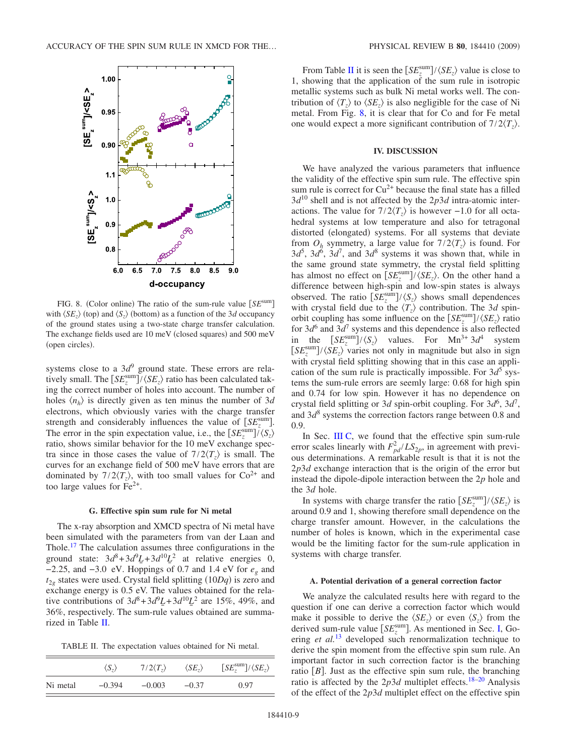FIG. 8. (Color online) The ratio of the sum-rule value $[SE^{\text{sum}}]$ with $\langle SE_z \rangle$ (top) and $\langle S_z \rangle$ (bottom) as a function of the $3d$ occupancy of the ground states using a two-state charge transfer calculation. The exchange fields used are 10 meV (closed squares) and 500 meV (open circles).

systems close to a $3d^9$ ground state. These errors are relatively small. The $[SE_z^{\text{sum}}]/\langle SE_z \rangle$ ratio has been calculated taking the correct number of holes into account. The number of holes $\langle n_h \rangle$ is directly given as ten minus the number of $3d$ electrons, which obviously varies with the charge transfer strength and considerably influences the value of $[SE_z^{\text{sum}}]$. The error in the spin expectation value, i.e., the $[SE_z^{\text{sum}}]/\langle S_z \rangle$ ratio, shows similar behavior for the 10 meV exchange spectra since in those cases the value of $7/2\langle T_z \rangle$ is small. The curves for an exchange field of 500 meV have errors that are dominated by $7/2\langle T_z \rangle$, with too small values for $Co^{2+}$ and too large values for $Fe^{2+}$.

### G. Effective spin sum rule for Ni metal

The x-ray absorption and XMCD spectra of Ni metal have been simulated with the parameters from van der Laan and Thole.[17] The calculation assumes three configurations in the ground state: $3d^8 + 3d^9\underline{L} + 3d^{10}\underline{L}^2$ at relative energies 0, $-2.25$, and $-3.0$ eV. Hoppings of 0.7 and 1.4 eV for $e_g$ and $t_{2g}$ states were used. Crystal field splitting $(10Dq)$ is zero and exchange energy is 0.5 eV. The values obtained for the relative contributions of $3d^8 + 3d^9\underline{L} + 3d^{10}\underline{L}^2$ are 15%, 49%, and 36%, respectively. The sum-rule values obtained are summarized in Table II.

TABLE II. The expectation values obtained for Ni metal.

| | $\langle S_z \rangle$ | $7/2\langle T_z \rangle$ | $\langle SE_z \rangle$ | $[SE_z^{\text{sum}}]/\langle SE_z \rangle$ |
|---|---|---|---|---|
| Ni metal | $-0.394$ | $-0.003$ | $-0.37$ | 0.97 |

From Table II it is seen the $[SE_z^{\text{sum}}]/\langle SE_z \rangle$ value is close to 1, showing that the application of the sum rule in isotropic metallic systems such as bulk Ni metal works well. The contribution of $\langle T_z \rangle$ to $\langle SE_z \rangle$ is also negligible for the case of Ni metal. From Fig. 8, it is clear that for Co and for Fe metal one would expect a more significant contribution of $7/2\langle T_z \rangle$.

## IV. DISCUSSION

We have analyzed the various parameters that influence the validity of the effective spin sum rule. The effective spin sum rule is correct for $Cu^{2+}$ because the final state has a filled $3d^{10}$ shell and is not affected by the $2p3d$ intra-atomic interactions. The value for $7/2\langle T_z \rangle$ is however $-1.0$ for all octahedral systems at low temperature and also for tetragonal distorted (elongated) systems. For all systems that deviate from $O_h$ symmetry, a large value for $7/2\langle T_z \rangle$ is found. For $3d^5$, $3d^6$, $3d^7$, and $3d^8$ systems it was shown that, while in the same ground state symmetry, the crystal field splitting has almost no effect on $[SE_z^{\text{sum}}]/\langle SE_z \rangle$. On the other hand a difference between high-spin and low-spin states is always observed. The ratio $[SE_z^{\text{sum}}]/\langle S_z \rangle$ shows small dependences with crystal field due to the $\langle T_z \rangle$ contribution. The $3d$ spin-orbit coupling has some influence on the $[SE_z^{\text{sum}}]/\langle SE_z \rangle$ ratio for $3d^6$ and $3d^7$ systems and this dependence is also reflected in the $[SE_z^{\text{sum}}]/\langle S_z \rangle$ values. For $Mn^{3+}$ $3d^4$ system $[SE_z^{\text{sum}}]/\langle SE_z \rangle$ varies not only in magnitude but also in sign with crystal field splitting showing that in this case an application of the sum rule is practically impossible. For $3d^5$ systems the sum-rule errors are seemly large: 0.68 for high spin and 0.74 for low spin. However it has no dependence on crystal field splitting or $3d$ spin-orbit coupling. For $3d^6$, $3d^7$, and $3d^8$ systems the correction factors range between 0.8 and 0.9.

In Sec. III C, we found that the effective spin sum-rule error scales linearly with $F_{pd}^2/LS_{2p}$, in agreement with previous determinations. A remarkable result is that it is not the $2p3d$ exchange interaction that is the origin of the error but instead the dipole-dipole interaction between the $2p$ hole and the $3d$ hole.

In systems with charge transfer the ratio $[SE_z^{\text{sum}}]/\langle SE_z \rangle$ is around 0.9 and 1, showing therefore small dependence on the charge transfer amount. However, in the calculations the number of holes is known, which in the experimental case would be the limiting factor for the sum-rule application in systems with charge transfer.

### A. Potential derivation of a general correction factor

We analyze the calculated results here with regard to the question if one can derive a correction factor which would make it possible to derive the $\langle SE_z \rangle$ or even $\langle S_z \rangle$ from the derived sum-rule value $[SE_z^{\text{sum}}]$. As mentioned in Sec. I, Goering *et al.*[13] developed such renormalization technique to derive the spin moment from the effective spin sum rule. An important factor in such correction factor is the branching ratio $[B]$. Just as the effective spin sum rule, the branching ratio is affected by the $2p3d$ multiplet effects.[18–20] Analysis of the effect of the $2p3d$ multiplet effect on the effective spin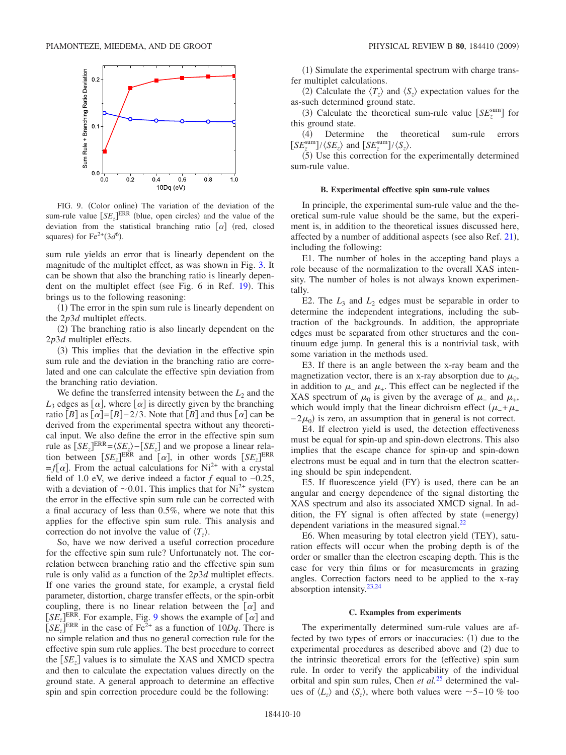FIG. 9. (Color online) The variation of the deviation of the sum-rule value $[SE_z]^{\mathrm{ERR}}$ (blue, open circles) and the value of the deviation from the statistical branching ratio $[\alpha]$ (red, closed squares) for $Fe^{2+}(3d^6)$.

sum rule yields an error that is linearly dependent on the magnitude of the multiplet effect, as was shown in Fig. 3. It can be shown that also the branching ratio is linearly dependent on the multiplet effect (see Fig. 6 in Ref. 19). This brings us to the following reasoning:

(1) The error in the spin sum rule is linearly dependent on the $2p3d$ multiplet effects.

(2) The branching ratio is also linearly dependent on the $2p3d$ multiplet effects.

(3) This implies that the deviation in the effective spin sum rule and the deviation in the branching ratio are correlated and one can calculate the effective spin deviation from the branching ratio deviation.

We define the transferred intensity between the $L_2$ and the $L_3$ edges as $[\alpha]$, where $[\alpha]$ is directly given by the branching ratio $[B]$ as $[\alpha]=[B]-2/3$. Note that $[B]$ and thus $[\alpha]$ can be derived from the experimental spectra without any theoretical input. We also define the error in the effective spin sum rule as $[SE_z]^{\mathrm{ERR}}=\langle SE_z\rangle-[SE_z]$ and we propose a linear relation between $[SE_z]^{\mathrm{ERR}}$ and $[\alpha]$, in other words $[SE_z]^{\mathrm{ERR}}=f[\alpha]$. From the actual calculations for $Ni^{2+}$ with a crystal field of 1.0 eV, we derive indeed a factor $f$ equal to $-0.25$, with a deviation of $\sim 0.01$. This implies that for $Ni^{2+}$ system the error in the effective spin sum rule can be corrected with a final accuracy of less than 0.5%, where we note that this applies for the effective spin sum rule. This analysis and correction do not involve the value of $\langle T_z\rangle$.

So, have we now derived a useful correction procedure for the effective spin sum rule? Unfortunately not. The correlation between branching ratio and the effective spin sum rule is only valid as a function of the $2p3d$ multiplet effects. If one varies the ground state, for example, a crystal field parameter, distortion, charge transfer effects, or the spin-orbit coupling, there is no linear relation between the $[\alpha]$ and $[SE_z]^{\mathrm{ERR}}$. For example, Fig. 9 shows the example of $[\alpha]$ and $[SE_z]^{\mathrm{ERR}}$ in the case of $Fe^{2+}$ as a function of $10Dq$. There is no simple relation and thus no general correction rule for the effective spin sum rule applies. The best procedure to correct the $[SE_z]$ values is to simulate the XAS and XMCD spectra and then to calculate the expectation values directly on the ground state. A general approach to determine an effective spin and spin correction procedure could be the following:

(1) Simulate the experimental spectrum with charge transfer multiplet calculations.

(2) Calculate the $\langle T_z\rangle$ and $\langle S_z\rangle$ expectation values for the as-such determined ground state.

(3) Calculate the theoretical sum-rule value $[SE_z^{\mathrm{sum}}]$ for this ground state.

(4) Determine the theoretical sum-rule errors $[SE_z^{\mathrm{sum}}]/\langle SE_z\rangle$ and $[SE_z^{\mathrm{sum}}]/\langle S_z\rangle$.

(5) Use this correction for the experimentally determined sum-rule value.

### B. Experimental effective spin sum-rule values

In principle, the experimental sum-rule value and the theoretical sum-rule value should be the same, but the experiment is, in addition to the theoretical issues discussed here, affected by a number of additional aspects (see also Ref. 21), including the following:

E1. The number of holes in the accepting band plays a role because of the normalization to the overall XAS intensity. The number of holes is not always known experimentally.

E2. The $L_3$ and $L_2$ edges must be separable in order to determine the independent integrations, including the subtraction of the backgrounds. In addition, the appropriate edges must be separated from other structures and the continuum edge jump. In general this is a nontrivial task, with some variation in the methods used.

E3. If there is an angle between the x-ray beam and the magnetization vector, there is an x-ray absorption due to $\mu_0$, in addition to $\mu_-$ and $\mu_+$. This effect can be neglected if the XAS spectrum of $\mu_0$ is given by the average of $\mu_-$ and $\mu_+$, which would imply that the linear dichroism effect $(\mu_-+\mu_+-2\mu_0)$ is zero, an assumption that in general is not correct.

E4. If electron yield is used, the detection effectiveness must be equal for spin-up and spin-down electrons. This also implies that the escape chance for spin-up and spin-down electrons must be equal and in turn that the electron scattering should be spin independent.

E5. If fluorescence yield (FY) is used, there can be an angular and energy dependence of the signal distorting the XAS spectrum and also its associated XMCD signal. In addition, the FY signal is often affected by state (=energy) dependent variations in the measured signal.[22]

E6. When measuring by total electron yield (TEY), saturation effects will occur when the probing depth is of the order or smaller than the electron escaping depth. This is the case for very thin films or for measurements in grazing angles. Correction factors need to be applied to the x-ray absorption intensity.[23,24]

### C. Examples from experiments

The experimentally determined sum-rule values are affected by two types of errors or inaccuracies: (1) due to the experimental procedures as described above and (2) due to the intrinsic theoretical errors for the (effective) spin sum rule. In order to verify the applicability of the individual orbital and spin sum rules, Chen *et al.*[25] determined the values of $\langle L_z\rangle$ and $\langle S_z\rangle$, where both values were $\sim 5-10$ % too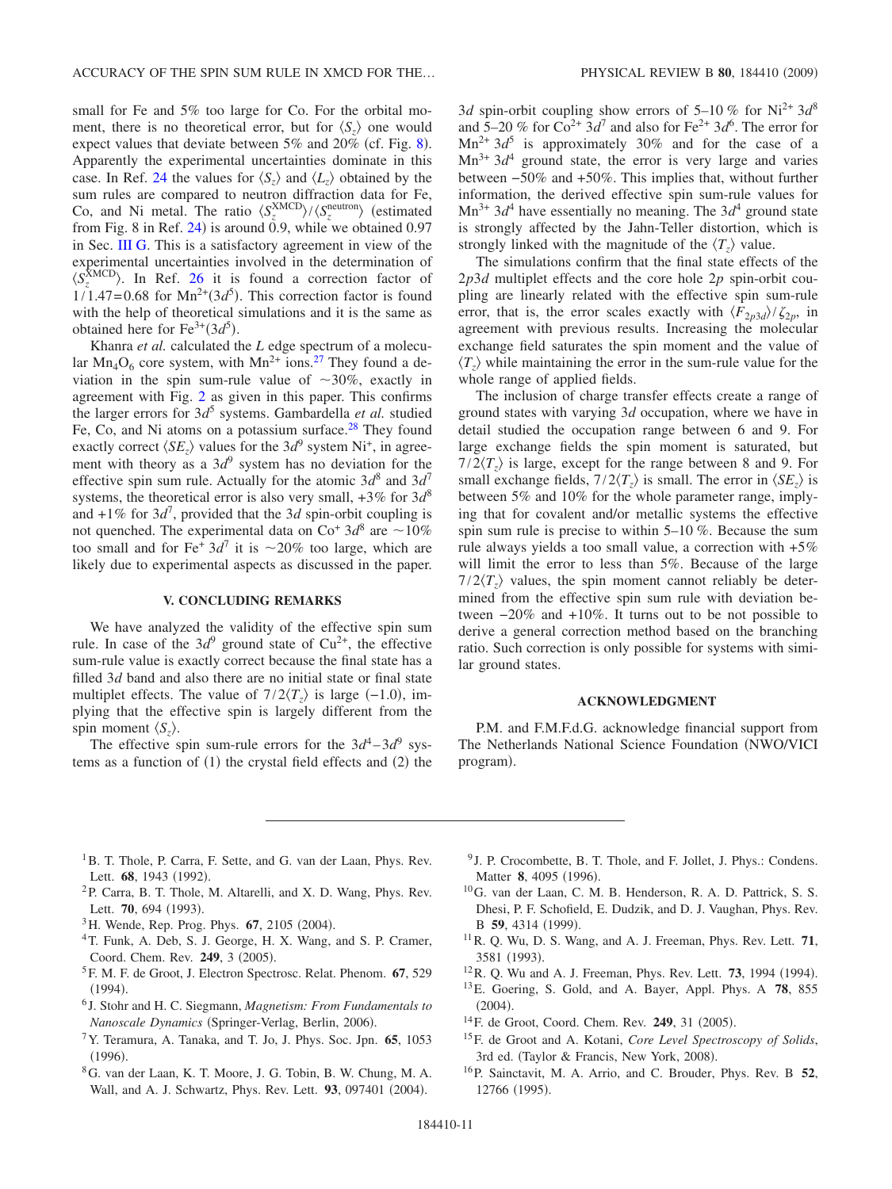small for Fe and 5% too large for Co. For the orbital moment, there is no theoretical error, but for $\langle S_z \rangle$ one would expect values that deviate between 5% and 20% (cf. Fig. 8). Apparently the experimental uncertainties dominate in this case. In Ref. 24 the values for $\langle S_z \rangle$ and $\langle L_z \rangle$ obtained by the sum rules are compared to neutron diffraction data for Fe, Co, and Ni metal. The ratio $\langle S_z^{\text{XMCD}} \rangle / \langle S_z^{\text{neutron}} \rangle$ (estimated from Fig. 8 in Ref. 24) is around 0.9, while we obtained 0.97 in Sec. III G. This is a satisfactory agreement in view of the experimental uncertainties involved in the determination of $\langle S_z^{\text{XMCD}} \rangle$. In Ref. 26 it is found a correction factor of $1/1.47=0.68$ for $Mn^{2+}(3d^5)$. This correction factor is found with the help of theoretical simulations and it is the same as obtained here for $Fe^{3+}(3d^5)$.

Khanra *et al.* calculated the $L$ edge spectrum of a molecular $Mn_4O_6$ core system, with $Mn^{2+}$ ions.[27] They found a deviation in the spin sum-rule value of ~30%, exactly in agreement with Fig. 2 as given in this paper. This confirms the larger errors for $3d^5$ systems. Gambardella *et al.* studied Fe, Co, and Ni atoms on a potassium surface.[28] They found exactly correct $\langle SE_z \rangle$ values for the $3d^9$ system $Ni^+$, in agreement with theory as a $3d^9$ system has no deviation for the effective spin sum rule. Actually for the atomic $3d^8$ and $3d^7$ systems, the theoretical error is also very small, +3% for $3d^8$ and +1% for $3d^7$, provided that the $3d$ spin-orbit coupling is not quenched. The experimental data on $Co^+$ $3d^8$ are ~10% too small and for $Fe^+$ $3d^7$ it is ~20% too large, which are likely due to experimental aspects as discussed in the paper.

## V. CONCLUDING REMARKS

We have analyzed the validity of the effective spin sum rule. In case of the $3d^9$ ground state of $Cu^{2+}$, the effective sum-rule value is exactly correct because the final state has a filled $3d$ band and also there are no initial state or final state multiplet effects. The value of $7/2\langle T_z \rangle$ is large (−1.0), implying that the effective spin is largely different from the spin moment $\langle S_z \rangle$.

The effective spin sum-rule errors for the $3d^4$–$3d^9$ systems as a function of (1) the crystal field effects and (2) the $3d$ spin-orbit coupling show errors of 5–10 % for $Ni^{2+}$ $3d^8$ and 5–20 % for $Co^{2+}$ $3d^7$ and also for $Fe^{2+}$ $3d^6$. The error for $Mn^{2+}$ $3d^5$ is approximately 30% and for the case of a $Mn^{3+}$ $3d^4$ ground state, the error is very large and varies between −50% and +50%. This implies that, without further information, the derived effective spin sum-rule values for $Mn^{3+}$ $3d^4$ have essentially no meaning. The $3d^4$ ground state is strongly affected by the Jahn-Teller distortion, which is strongly linked with the magnitude of the $\langle T_z \rangle$ value.

The simulations confirm that the final state effects of the $2p3d$ multiplet effects and the core hole $2p$ spin-orbit coupling are linearly related with the effective spin sum-rule error, that is, the error scales exactly with $\langle F_{2p3d} \rangle / \zeta_{2p}$, in agreement with previous results. Increasing the molecular exchange field saturates the spin moment and the value of $\langle T_z \rangle$ while maintaining the error in the sum-rule value for the whole range of applied fields.

The inclusion of charge transfer effects create a range of ground states with varying $3d$ occupation, where we have in detail studied the occupation range between 6 and 9. For large exchange fields the spin moment is saturated, but $7/2\langle T_z \rangle$ is large, except for the range between 8 and 9. For small exchange fields, $7/2\langle T_z \rangle$ is small. The error in $\langle SE_z \rangle$ is between 5% and 10% for the whole parameter range, implying that for covalent and/or metallic systems the effective spin sum rule is precise to within 5–10 %. Because the sum rule always yields a too small value, a correction with +5% will limit the error to less than 5%. Because of the large $7/2\langle T_z \rangle$ values, the spin moment cannot reliably be determined from the effective spin sum rule with deviation between −20% and +10%. It turns out to be not possible to derive a general correction method based on the branching ratio. Such correction is only possible for systems with similar ground states.

## ACKNOWLEDGMENT

P.M. and F.M.F.d.G. acknowledge financial support from The Netherlands National Science Foundation (NWO/VICI program).

---

[1] B. T. Thole, P. Carra, F. Sette, and G. van der Laan, Phys. Rev. Lett. **68**, 1943 (1992).

[2] P. Carra, B. T. Thole, M. Altarelli, and X. D. Wang, Phys. Rev. Lett. **70**, 694 (1993).

[3] H. Wende, Rep. Prog. Phys. **67**, 2105 (2004).

[4] T. Funk, A. Deb, S. J. George, H. X. Wang, and S. P. Cramer, Coord. Chem. Rev. **249**, 3 (2005).

[5] F. M. F. de Groot, J. Electron Spectrosc. Relat. Phenom. **67**, 529 (1994).

[6] J. Stohr and H. C. Siegmann, *Magnetism: From Fundamentals to Nanoscale Dynamics* (Springer-Verlag, Berlin, 2006).

[7] Y. Teramura, A. Tanaka, and T. Jo, J. Phys. Soc. Jpn. **65**, 1053 (1996).

[8] G. van der Laan, K. T. Moore, J. G. Tobin, B. W. Chung, M. A. Wall, and A. J. Schwartz, Phys. Rev. Lett. **93**, 097401 (2004).

[9] J. P. Crocombette, B. T. Thole, and F. Jollet, J. Phys.: Condens. Matter **8**, 4095 (1996).

[10] G. van der Laan, C. M. B. Henderson, R. A. D. Pattrick, S. S. Dhesi, P. F. Schofield, E. Dudzik, and D. J. Vaughan, Phys. Rev. B **59**, 4314 (1999).

[11] R. Q. Wu, D. S. Wang, and A. J. Freeman, Phys. Rev. Lett. **71**, 3581 (1993).

[12] R. Q. Wu and A. J. Freeman, Phys. Rev. Lett. **73**, 1994 (1994).

[13] E. Goering, S. Gold, and A. Bayer, Appl. Phys. A **78**, 855 (2004).

[14] F. de Groot, Coord. Chem. Rev. **249**, 31 (2005).

[15] F. de Groot and A. Kotani, *Core Level Spectroscopy of Solids*, 3rd ed. (Taylor & Francis, New York, 2008).

[16] P. Sainctavit, M. A. Arrio, and C. Brouder, Phys. Rev. B **52**, 12766 (1995).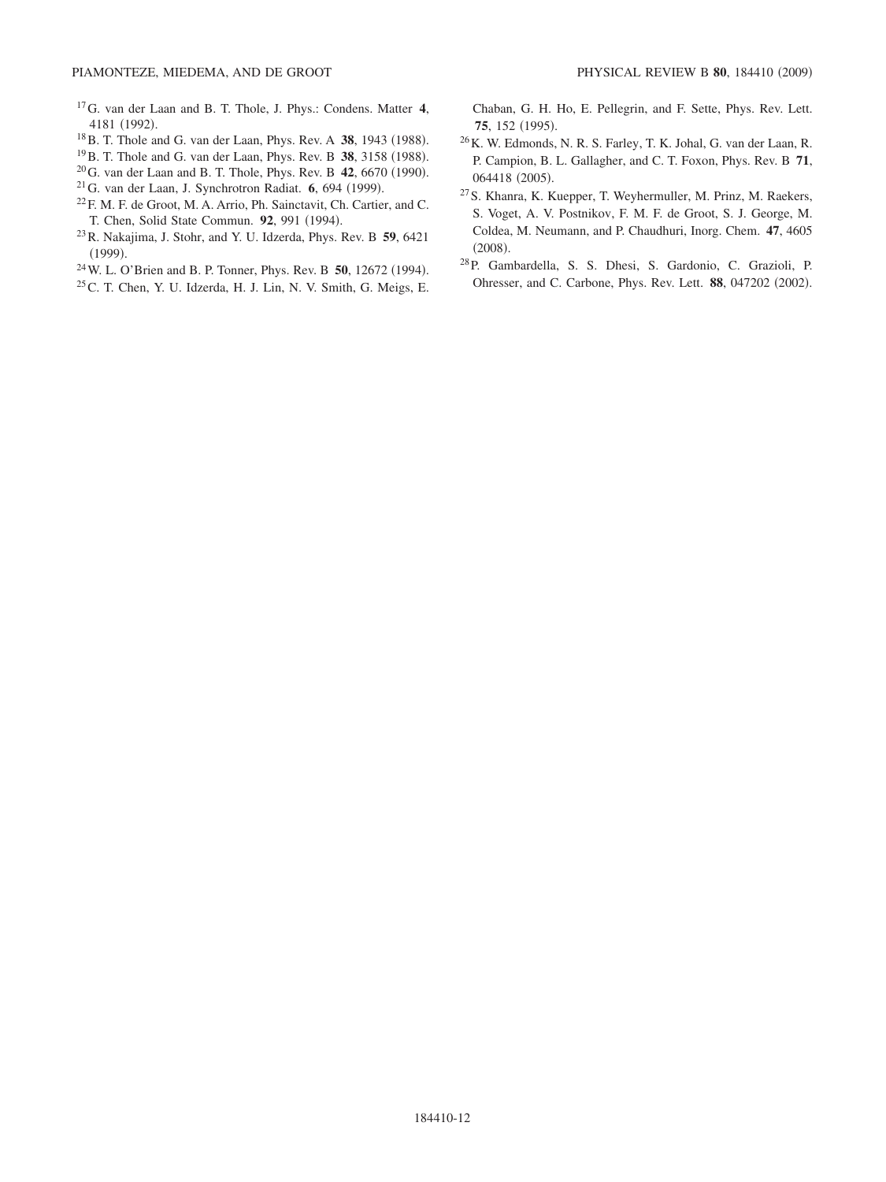[17] G. van der Laan and B. T. Thole, J. Phys.: Condens. Matter **4**, 4181 (1992).

[18] B. T. Thole and G. van der Laan, Phys. Rev. A **38**, 1943 (1988).

[19] B. T. Thole and G. van der Laan, Phys. Rev. B **38**, 3158 (1988).

[20] G. van der Laan and B. T. Thole, Phys. Rev. B **42**, 6670 (1990).

[21] G. van der Laan, J. Synchrotron Radiat. **6**, 694 (1999).

[22] F. M. F. de Groot, M. A. Arrio, Ph. Sainctavit, Ch. Cartier, and C. T. Chen, Solid State Commun. **92**, 991 (1994).

[23] R. Nakajima, J. Stohr, and Y. U. Idzerda, Phys. Rev. B **59**, 6421 (1999).

[24] W. L. O'Brien and B. P. Tonner, Phys. Rev. B **50**, 12672 (1994).

[25] C. T. Chen, Y. U. Idzerda, H. J. Lin, N. V. Smith, G. Meigs, E. Chaban, G. H. Ho, E. Pellegrin, and F. Sette, Phys. Rev. Lett. **75**, 152 (1995).

[26] K. W. Edmonds, N. R. S. Farley, T. K. Johal, G. van der Laan, R. P. Campion, B. L. Gallagher, and C. T. Foxon, Phys. Rev. B **71**, 064418 (2005).

[27] S. Khanra, K. Kuepper, T. Weyhermuller, M. Prinz, M. Raekers, S. Voget, A. V. Postnikov, F. M. F. de Groot, S. J. George, M. Coldea, M. Neumann, and P. Chaudhuri, Inorg. Chem. **47**, 4605 (2008).

[28] P. Gambardella, S. S. Dhesi, S. Gardonio, C. Grazioli, P. Ohresser, and C. Carbone, Phys. Rev. Lett. **88**, 047202 (2002).